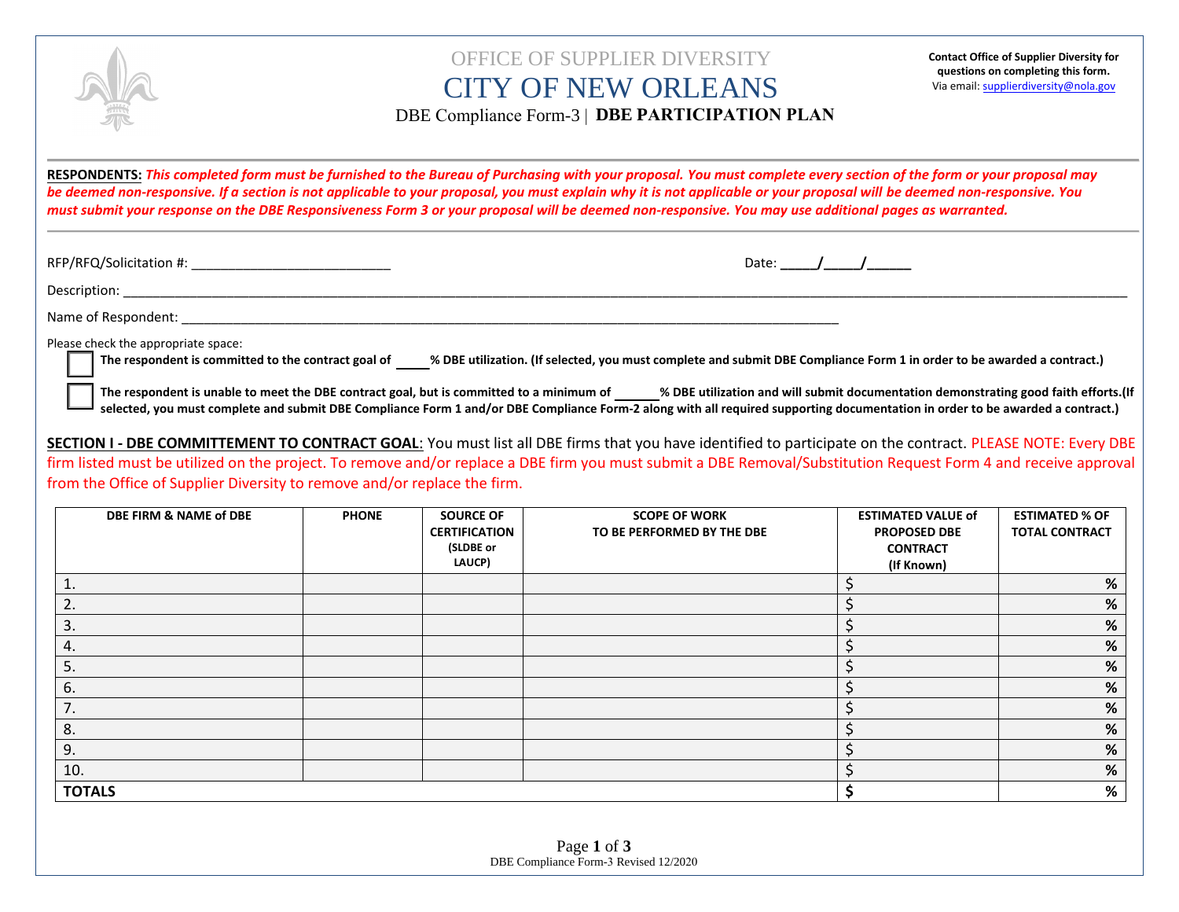OFFICE OF SUPPLIER DIVERSITY

# CITY OF NEW ORLEANS

DBE Compliance Form-3 | **DBE PARTICIPATION PLAN**

**Contact Office of Supplier Diversity for questions on completing this form.**
Via email: supplierdiversity@nola.gov

**RESPONDENTS:** ***This completed form must be furnished to the Bureau of Purchasing with your proposal. You must complete every section of the form or your proposal may be deemed non-responsive. If a section is not applicable to your proposal, you must explain why it is not applicable or your proposal will be deemed non-responsive. You must submit your response on the DBE Responsiveness Form 3 or your proposal will be deemed non-responsive. You may use additional pages as warranted.***

RFP/RFQ/Solicitation #: ___________________________ Date: _____/_____/______

Description: ______________________________________________________________________________

Name of Respondent: ______________________________________________________________________

Please check the appropriate space:

☐ **The respondent is committed to the contract goal of _____% DBE utilization. (If selected, you must complete and submit DBE Compliance Form 1 in order to be awarded a contract.)**

☐ **The respondent is unable to meet the DBE contract goal, but is committed to a minimum of ______% DBE utilization and will submit documentation demonstrating good faith efforts.(If selected, you must complete and submit DBE Compliance Form 1 and/or DBE Compliance Form-2 along with all required supporting documentation in order to be awarded a contract.)**

**SECTION I - DBE COMMITTEMENT TO CONTRACT GOAL**: You must list all DBE firms that you have identified to participate on the contract. PLEASE NOTE: Every DBE firm listed must be utilized on the project. To remove and/or replace a DBE firm you must submit a DBE Removal/Substitution Request Form 4 and receive approval from the Office of Supplier Diversity to remove and/or replace the firm.

| DBE FIRM & NAME of DBE | PHONE | SOURCE OF CERTIFICATION (SLDBE or LAUCP) | SCOPE OF WORK TO BE PERFORMED BY THE DBE | ESTIMATED VALUE of PROPOSED DBE CONTRACT (If Known) | ESTIMATED % OF TOTAL CONTRACT |
|---|---|---|---|---|---|
| 1. | | | | $ | % |
| 2. | | | | $ | % |
| 3. | | | | $ | % |
| 4. | | | | $ | % |
| 5. | | | | $ | % |
| 6. | | | | $ | % |
| 7. | | | | $ | % |
| 8. | | | | $ | % |
| 9. | | | | $ | % |
| 10. | | | | $ | % |
| **TOTALS** | | | | **$** | **%** |

DBE Compliance Form-3 Revised 12/2020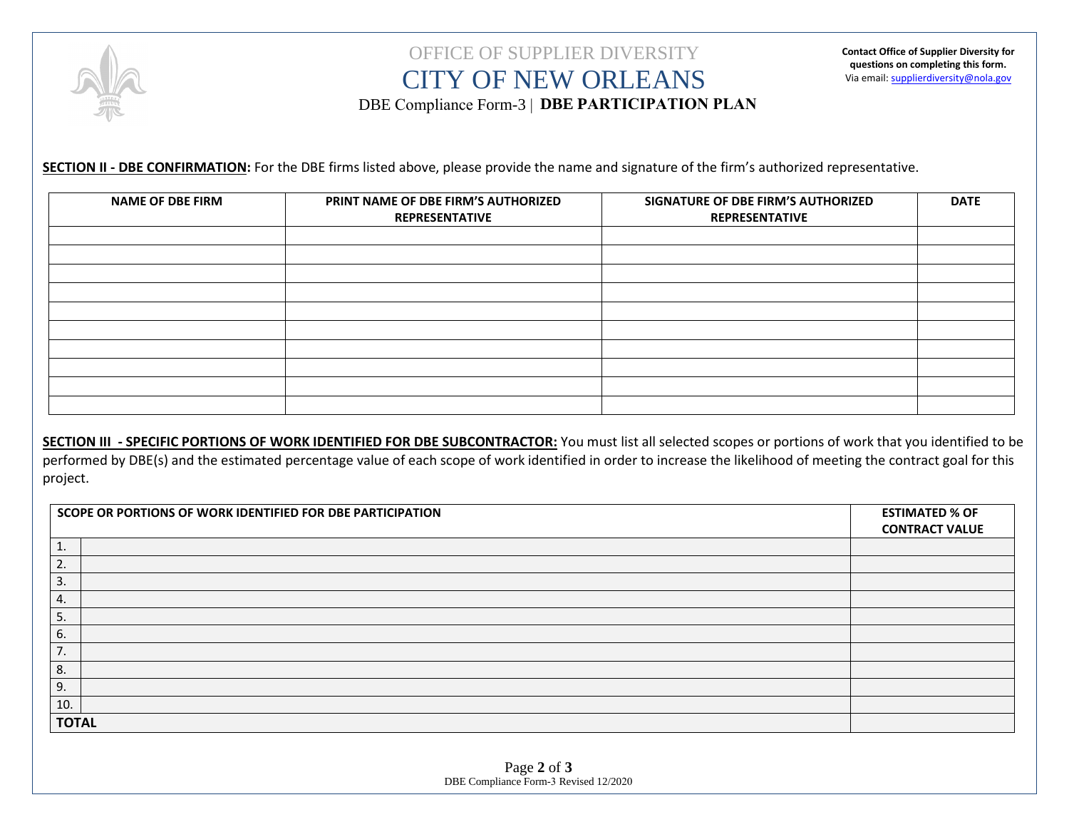OFFICE OF SUPPLIER DIVERSITY

# CITY OF NEW ORLEANS

DBE Compliance Form-3 | **DBE PARTICIPATION PLAN**

**Contact Office of Supplier Diversity for questions on completing this form.**
Via email: supplierdiversity@nola.gov

**SECTION II - DBE CONFIRMATION:** For the DBE firms listed above, please provide the name and signature of the firm's authorized representative.

| NAME OF DBE FIRM | PRINT NAME OF DBE FIRM'S AUTHORIZED REPRESENTATIVE | SIGNATURE OF DBE FIRM'S AUTHORIZED REPRESENTATIVE | DATE |
|---|---|---|---|
| | | | |
| | | | |
| | | | |
| | | | |
| | | | |
| | | | |
| | | | |
| | | | |
| | | | |
| | | | |

**SECTION III - SPECIFIC PORTIONS OF WORK IDENTIFIED FOR DBE SUBCONTRACTOR:** You must list all selected scopes or portions of work that you identified to be performed by DBE(s) and the estimated percentage value of each scope of work identified in order to increase the likelihood of meeting the contract goal for this project.

| SCOPE OR PORTIONS OF WORK IDENTIFIED FOR DBE PARTICIPATION | | ESTIMATED % OF CONTRACT VALUE |
|---|---|---|
| 1. | | |
| 2. | | |
| 3. | | |
| 4. | | |
| 5. | | |
| 6. | | |
| 7. | | |
| 8. | | |
| 9. | | |
| 10. | | |
| **TOTAL** | | |

DBE Compliance Form-3 Revised 12/2020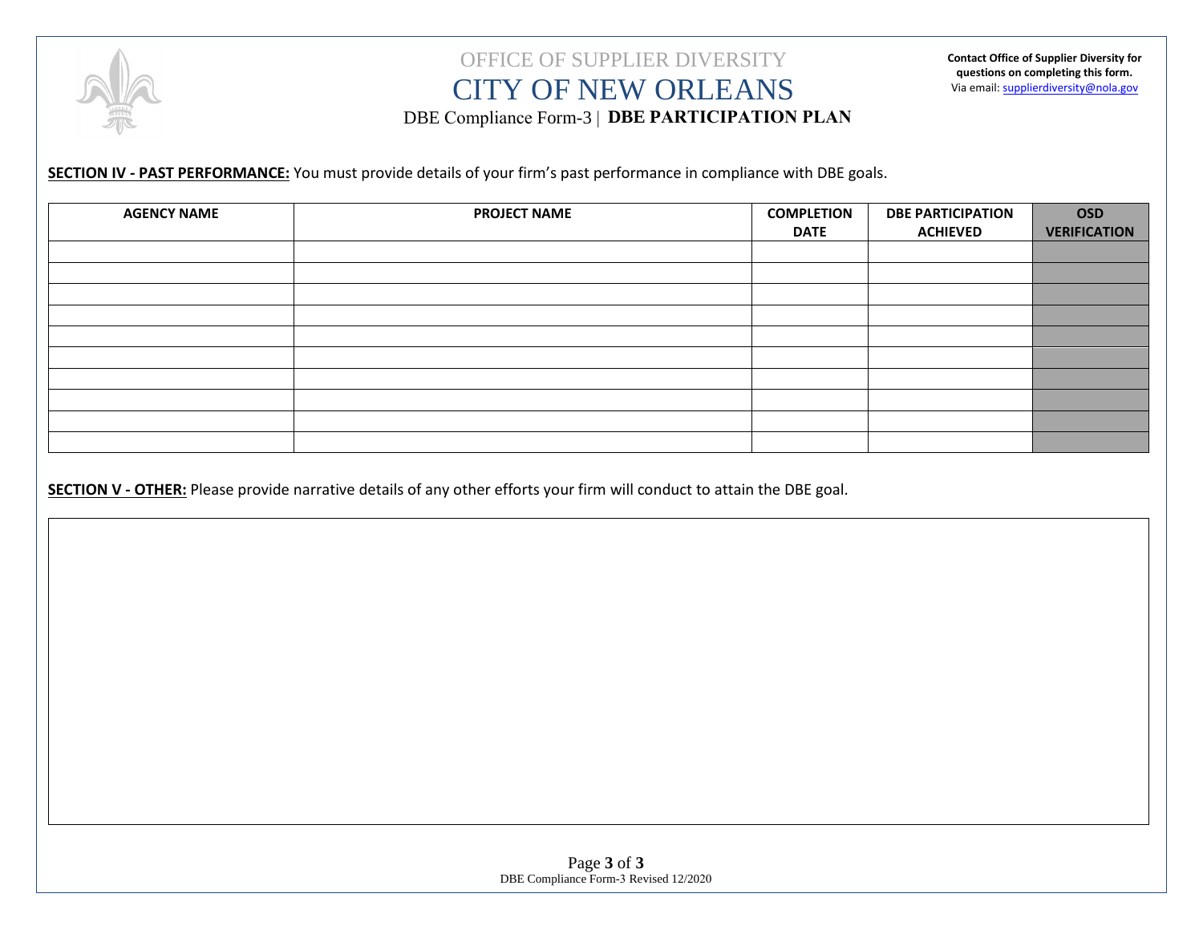OFFICE OF SUPPLIER DIVERSITY

# CITY OF NEW ORLEANS

DBE Compliance Form-3 | **DBE PARTICIPATION PLAN**

**Contact Office of Supplier Diversity for questions on completing this form.**
Via email: supplierdiversity@nola.gov

**SECTION IV - PAST PERFORMANCE:** You must provide details of your firm's past performance in compliance with DBE goals.

| AGENCY NAME | PROJECT NAME | COMPLETION DATE | DBE PARTICIPATION ACHIEVED | OSD VERIFICATION |
|---|---|---|---|---|
| | | | | |
| | | | | |
| | | | | |
| | | | | |
| | | | | |
| | | | | |
| | | | | |
| | | | | |
| | | | | |
| | | | | |

**SECTION V - OTHER:** Please provide narrative details of any other efforts your firm will conduct to attain the DBE goal.

DBE Compliance Form-3 Revised 12/2020